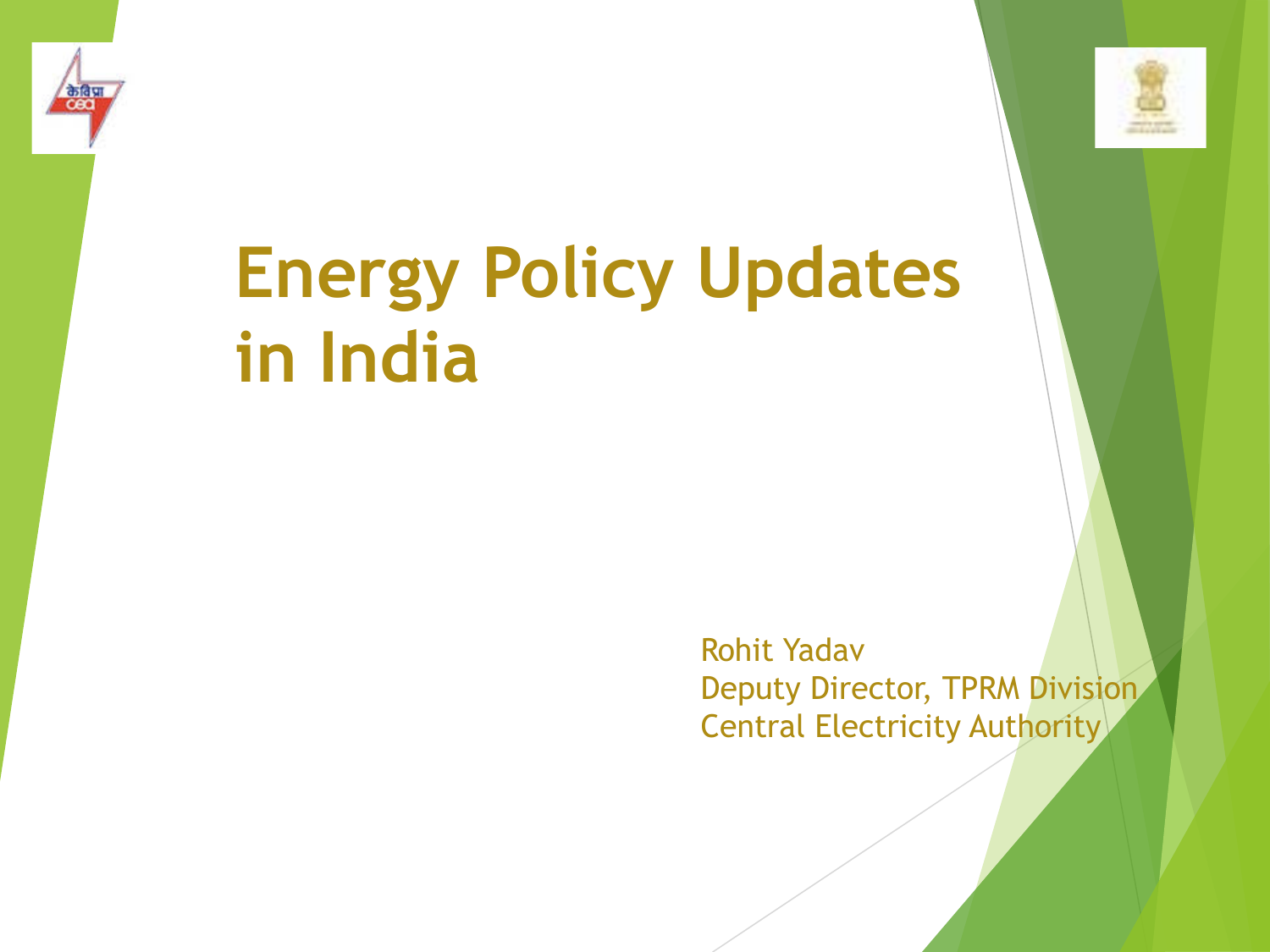# Energy Policy Updates in India

Rohit Yadav
Deputy Director, TPRM Division
Central Electricity Authority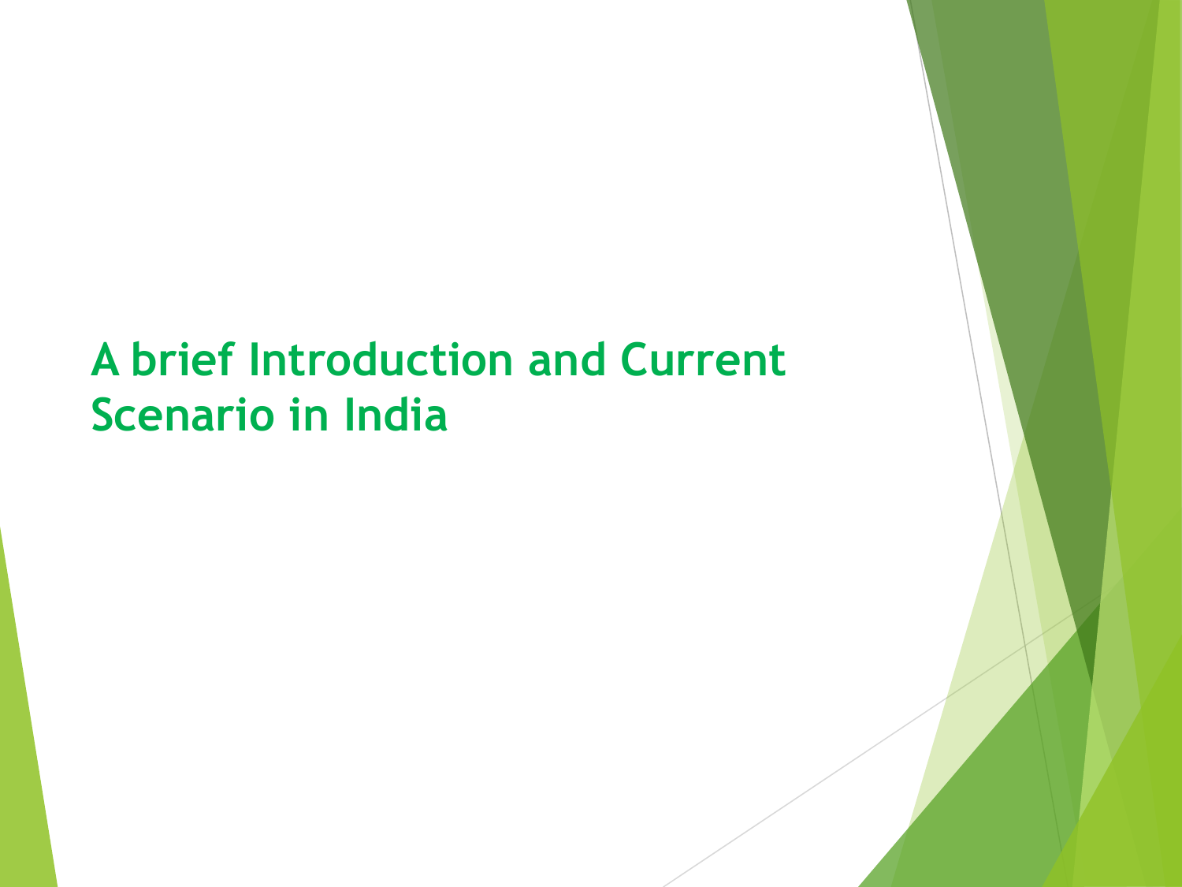# A brief Introduction and Current Scenario in India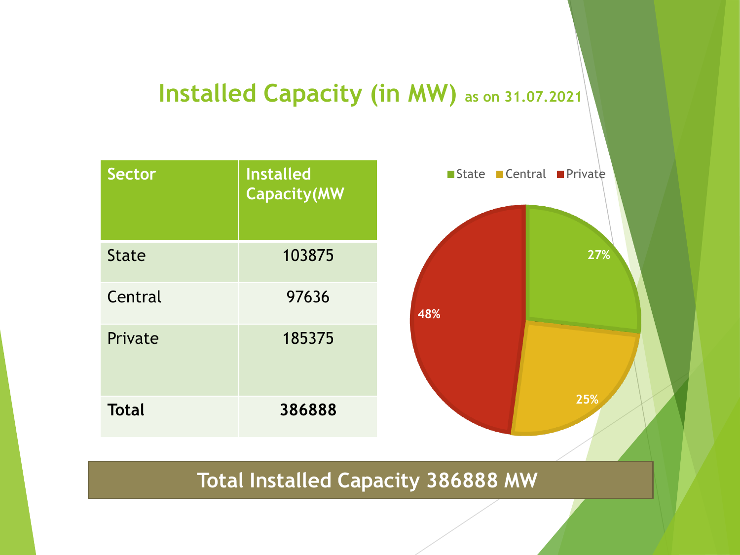## Installed Capacity (in MW) as on 31.07.2021

| Sector | Installed Capacity(MW |
|---|---|
| State | 103875 |
| Central | 97636 |
| Private | 185375 |
| **Total** | **386888** |

State Central Private

27%

25%

48%

**Total Installed Capacity 386888 MW**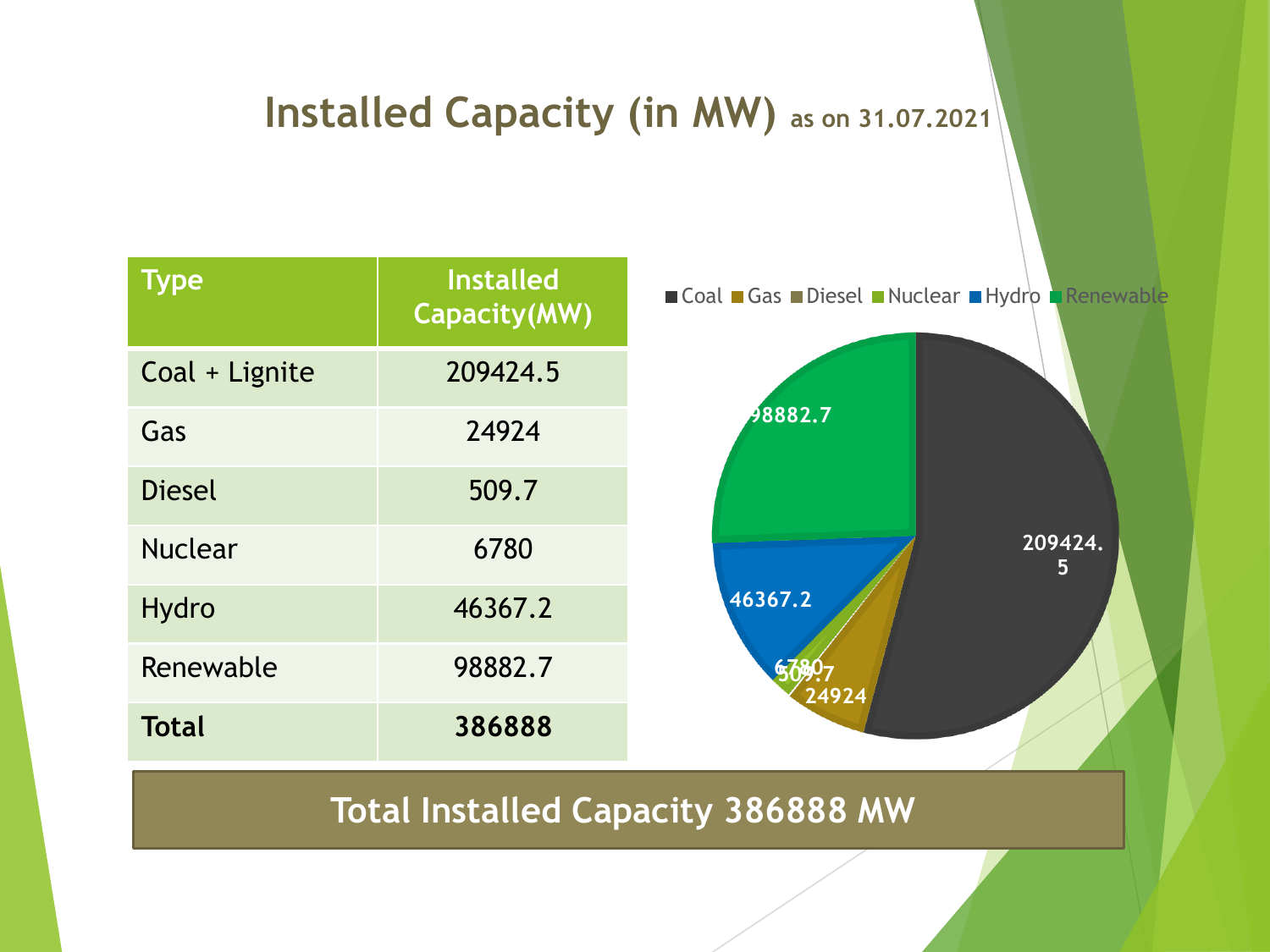# Installed Capacity (in MW) as on 31.07.2021

| Type | Installed Capacity(MW) |
| --- | --- |
| Coal + Lignite | 209424.5 |
| Gas | 24924 |
| Diesel | 509.7 |
| Nuclear | 6780 |
| Hydro | 46367.2 |
| Renewable | 98882.7 |
| **Total** | **386888** |

**Total Installed Capacity 386888 MW**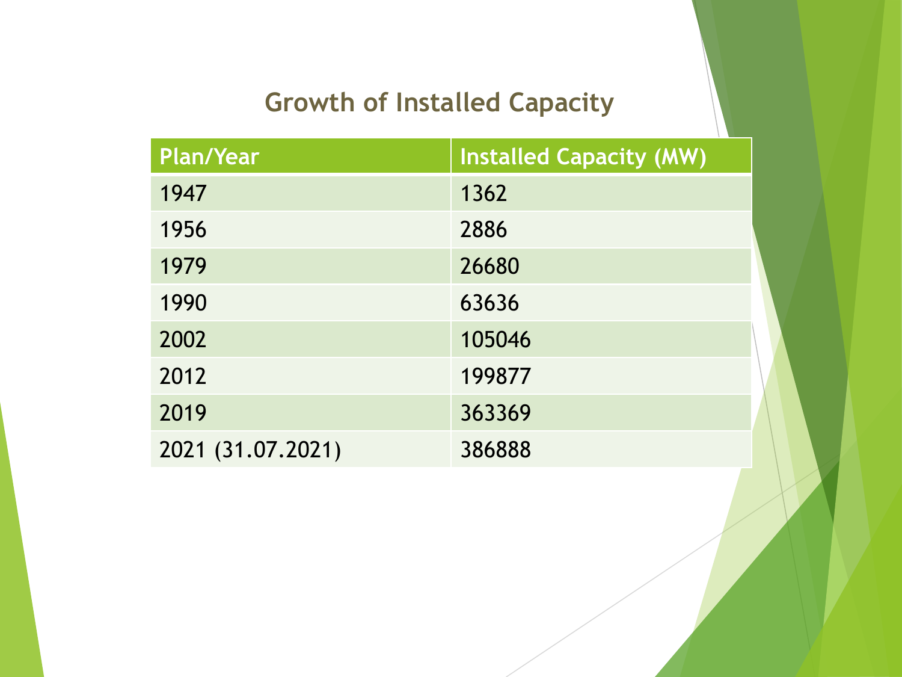## Growth of Installed Capacity

| Plan/Year | Installed Capacity (MW) |
| --- | --- |
| 1947 | 1362 |
| 1956 | 2886 |
| 1979 | 26680 |
| 1990 | 63636 |
| 2002 | 105046 |
| 2012 | 199877 |
| 2019 | 363369 |
| 2021 (31.07.2021) | 386888 |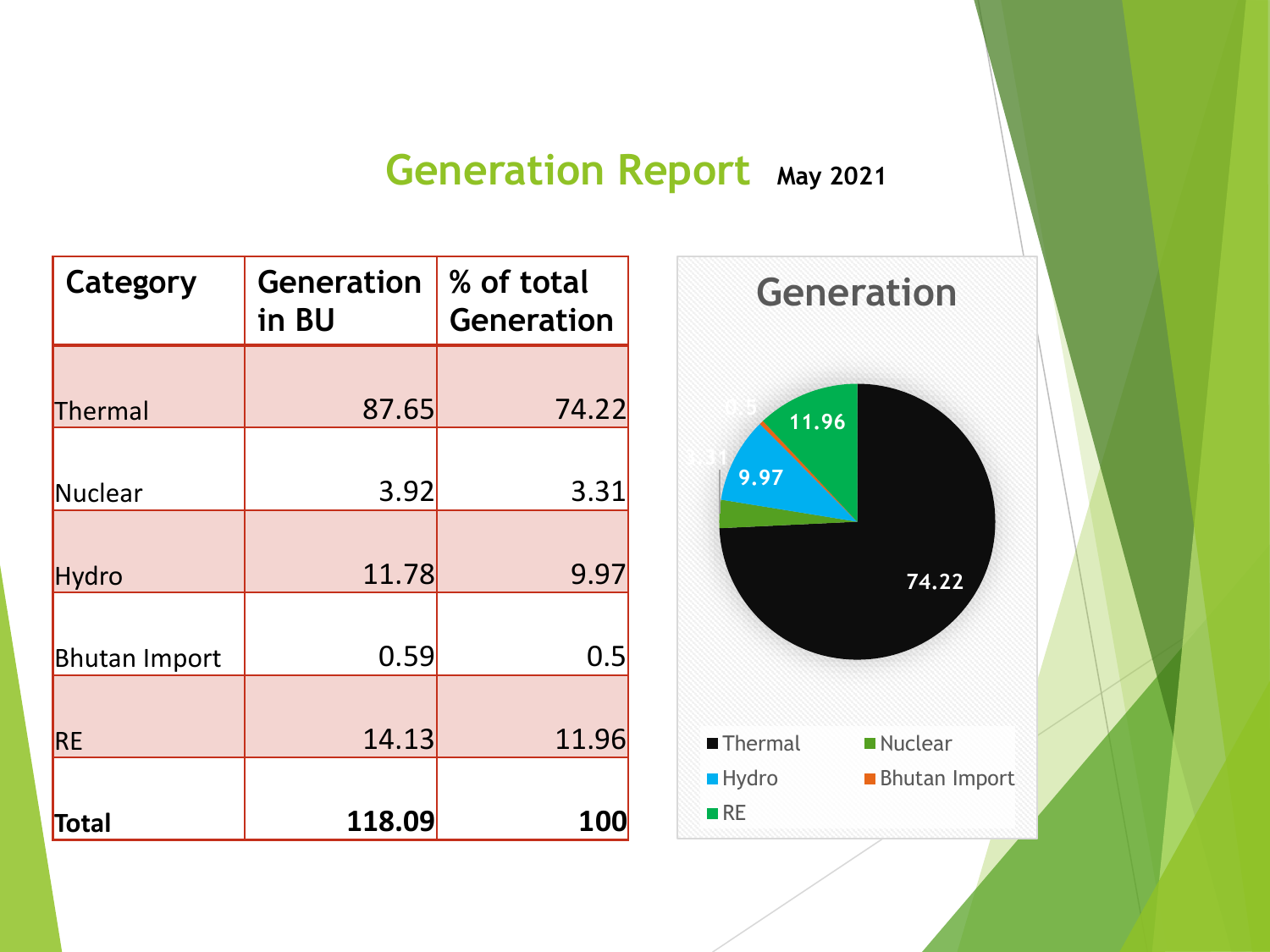# Generation Report May 2021

| Category | Generation in BU | % of total Generation |
|---|---|---|
| Thermal | 87.65 | 74.22 |
| Nuclear | 3.92 | 3.31 |
| Hydro | 11.78 | 9.97 |
| Bhutan Import | 0.59 | 0.5 |
| RE | 14.13 | 11.96 |
| **Total** | **118.09** | **100** |

**Generation**

| Category | % |
|---|---|
| Thermal | 74.22 |
| Nuclear | 3.31 |
| Hydro | 9.97 |
| Bhutan Import | 0.5 |
| RE | 11.96 |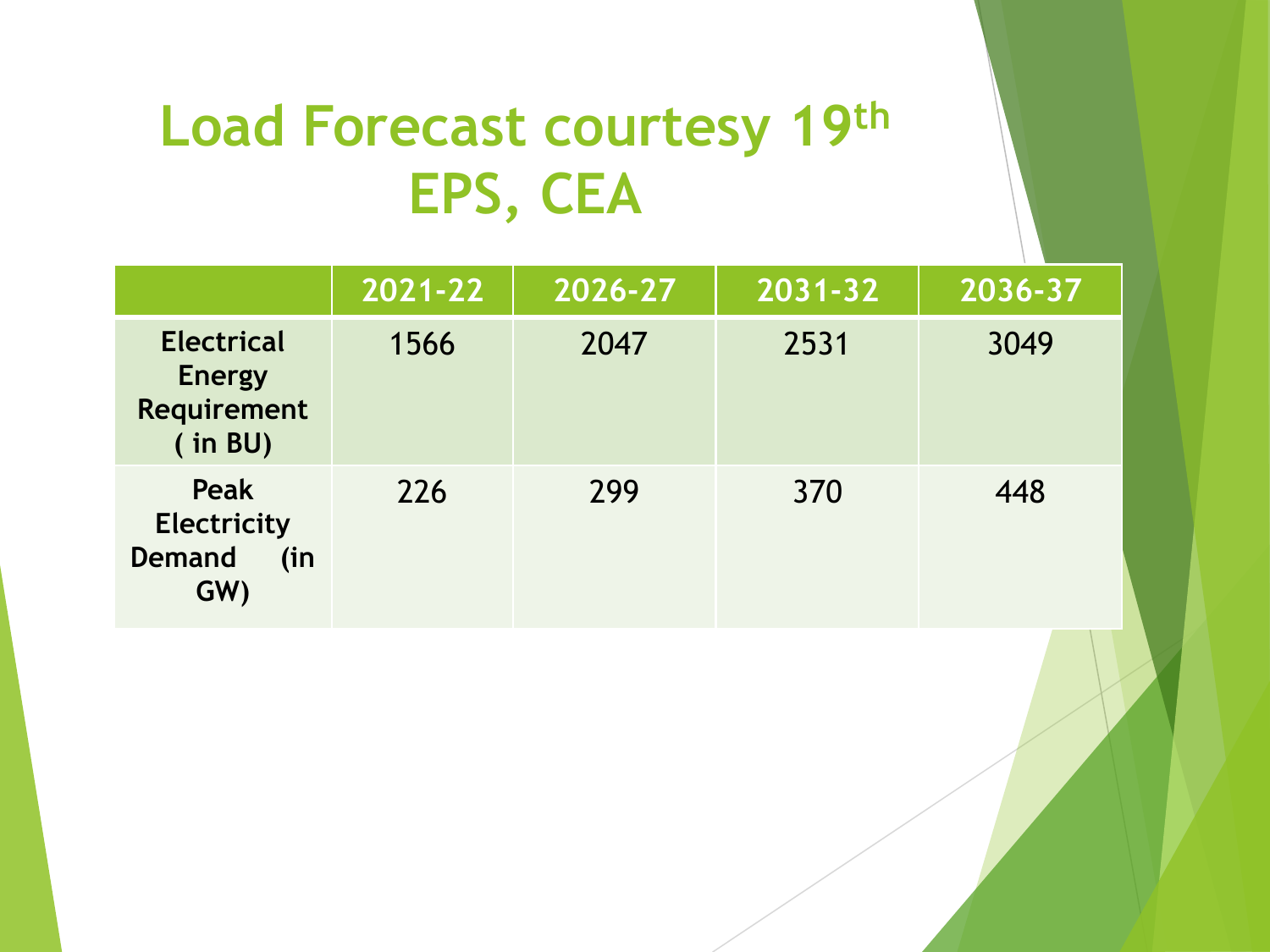# Load Forecast courtesy 19th EPS, CEA

| | 2021-22 | 2026-27 | 2031-32 | 2036-37 |
|---|---|---|---|---|
| **Electrical Energy Requirement ( in BU)** | 1566 | 2047 | 2531 | 3049 |
| **Peak Electricity Demand (in GW)** | 226 | 299 | 370 | 448 |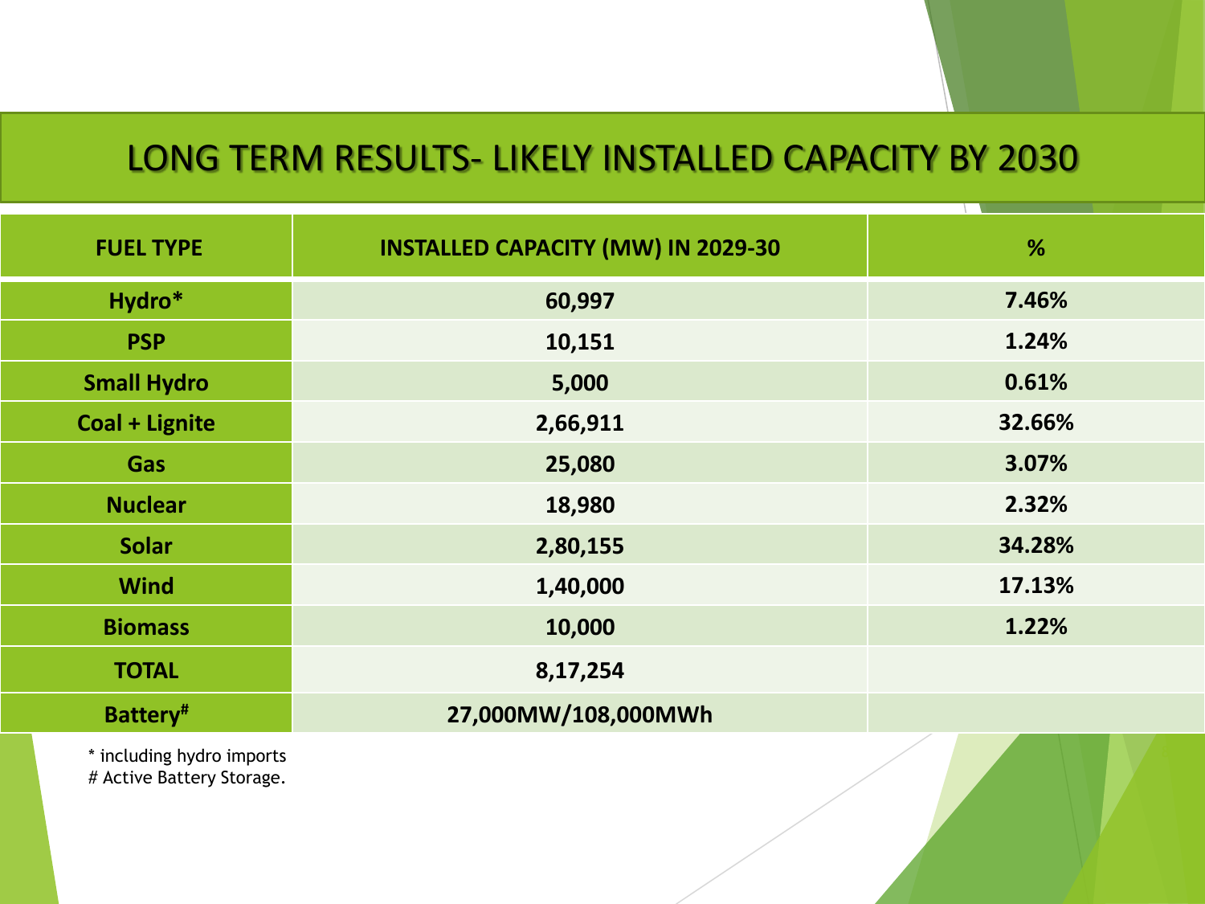# LONG TERM RESULTS- LIKELY INSTALLED CAPACITY BY 2030

| FUEL TYPE | INSTALLED CAPACITY (MW) IN 2029-30 | % |
|---|---|---|
| Hydro* | 60,997 | 7.46% |
| PSP | 10,151 | 1.24% |
| Small Hydro | 5,000 | 0.61% |
| Coal + Lignite | 2,66,911 | 32.66% |
| Gas | 25,080 | 3.07% |
| Nuclear | 18,980 | 2.32% |
| Solar | 2,80,155 | 34.28% |
| Wind | 1,40,000 | 17.13% |
| Biomass | 10,000 | 1.22% |
| TOTAL | 8,17,254 | |
| Battery# | 27,000MW/108,000MWh | |

\* including hydro imports
# Active Battery Storage.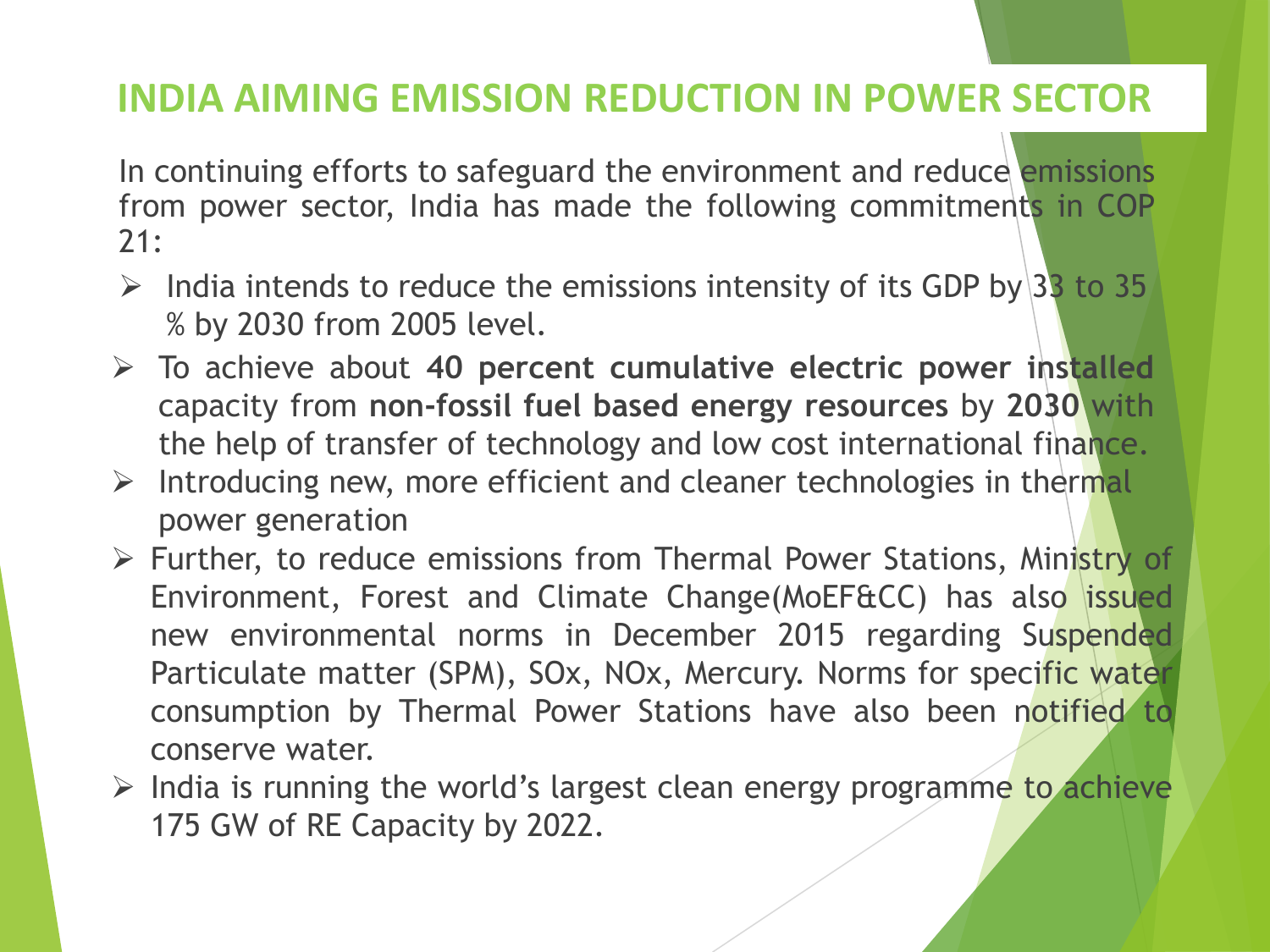# INDIA AIMING EMISSION REDUCTION IN POWER SECTOR

In continuing efforts to safeguard the environment and reduce emissions from power sector, India has made the following commitments in COP 21:

- India intends to reduce the emissions intensity of its GDP by 33 to 35 % by 2030 from 2005 level.
- To achieve about **40 percent cumulative electric power installed** capacity from **non-fossil fuel based energy resources** by **2030** with the help of transfer of technology and low cost international finance.
- Introducing new, more efficient and cleaner technologies in thermal power generation
- Further, to reduce emissions from Thermal Power Stations, Ministry of Environment, Forest and Climate Change(MoEF&CC) has also issued new environmental norms in December 2015 regarding Suspended Particulate matter (SPM), SOx, NOx, Mercury. Norms for specific water consumption by Thermal Power Stations have also been notified to conserve water.
- India is running the world's largest clean energy programme to achieve 175 GW of RE Capacity by 2022.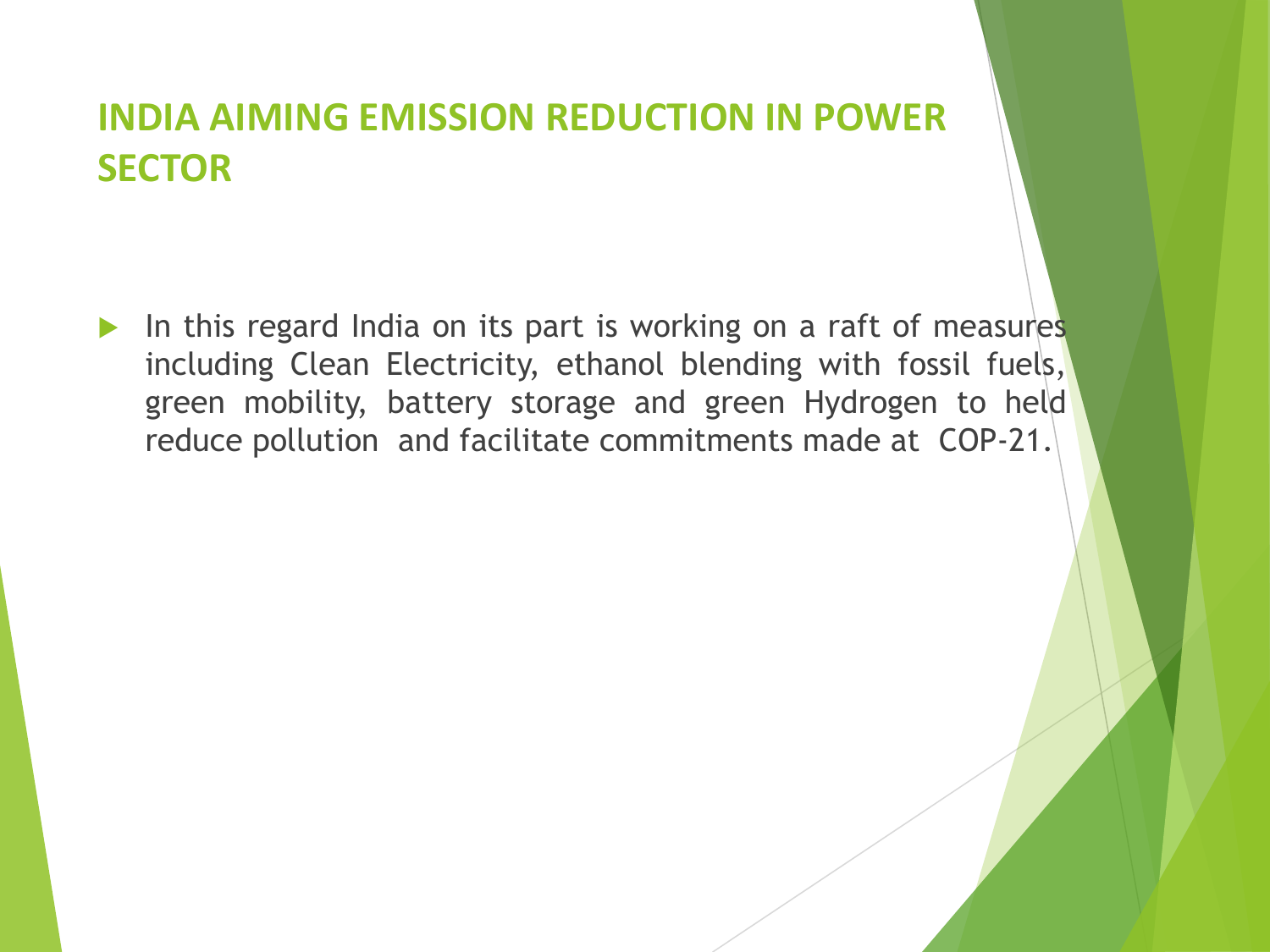## INDIA AIMING EMISSION REDUCTION IN POWER SECTOR

- In this regard India on its part is working on a raft of measures including Clean Electricity, ethanol blending with fossil fuels, green mobility, battery storage and green Hydrogen to held reduce pollution and facilitate commitments made at COP-21.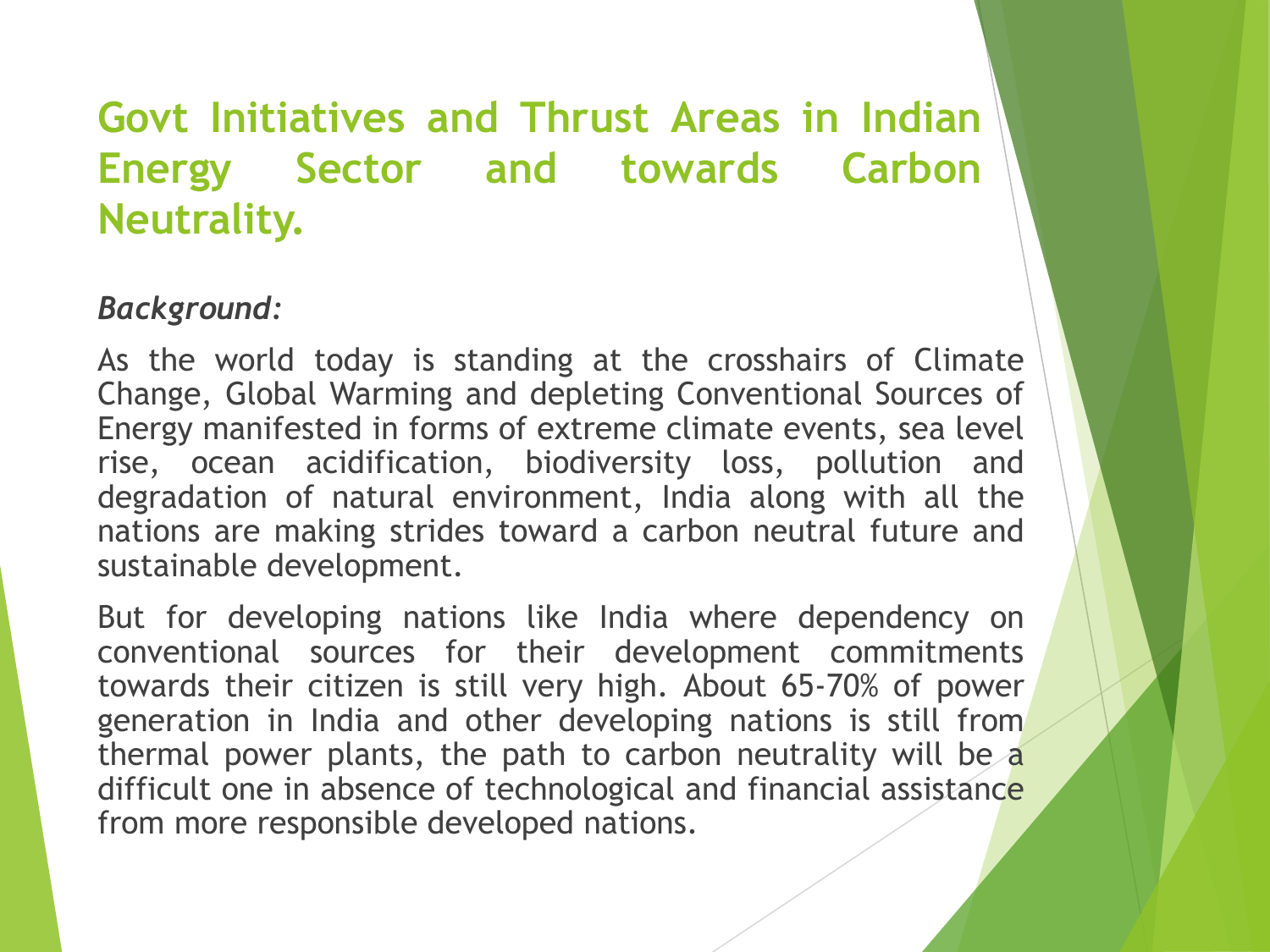# Govt Initiatives and Thrust Areas in Indian Energy Sector and towards Carbon Neutrality.

*Background:*

As the world today is standing at the crosshairs of Climate Change, Global Warming and depleting Conventional Sources of Energy manifested in forms of extreme climate events, sea level rise, ocean acidification, biodiversity loss, pollution and degradation of natural environment, India along with all the nations are making strides toward a carbon neutral future and sustainable development.

But for developing nations like India where dependency on conventional sources for their development commitments towards their citizen is still very high. About 65-70% of power generation in India and other developing nations is still from thermal power plants, the path to carbon neutrality will be a difficult one in absence of technological and financial assistance from more responsible developed nations.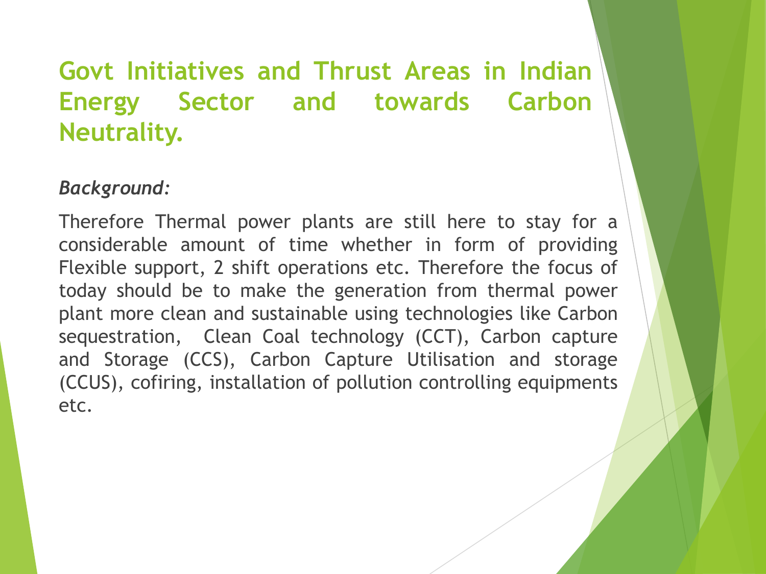# Govt Initiatives and Thrust Areas in Indian Energy Sector and towards Carbon Neutrality.

*Background:*

Therefore Thermal power plants are still here to stay for a considerable amount of time whether in form of providing Flexible support, 2 shift operations etc. Therefore the focus of today should be to make the generation from thermal power plant more clean and sustainable using technologies like Carbon sequestration,  Clean Coal technology (CCT), Carbon capture and Storage (CCS), Carbon Capture Utilisation and storage (CCUS), cofiring, installation of pollution controlling equipments etc.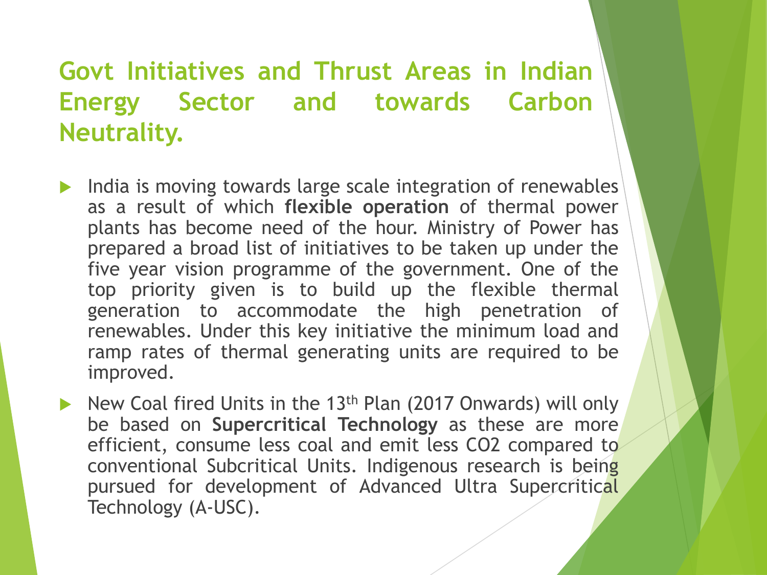# Govt Initiatives and Thrust Areas in Indian Energy Sector and towards Carbon Neutrality.

- India is moving towards large scale integration of renewables as a result of which **flexible operation** of thermal power plants has become need of the hour. Ministry of Power has prepared a broad list of initiatives to be taken up under the five year vision programme of the government. One of the top priority given is to build up the flexible thermal generation to accommodate the high penetration of renewables. Under this key initiative the minimum load and ramp rates of thermal generating units are required to be improved.
- New Coal fired Units in the 13th Plan (2017 Onwards) will only be based on **Supercritical Technology** as these are more efficient, consume less coal and emit less $CO_2$ compared to conventional Subcritical Units. Indigenous research is being pursued for development of Advanced Ultra Supercritical Technology (A-USC).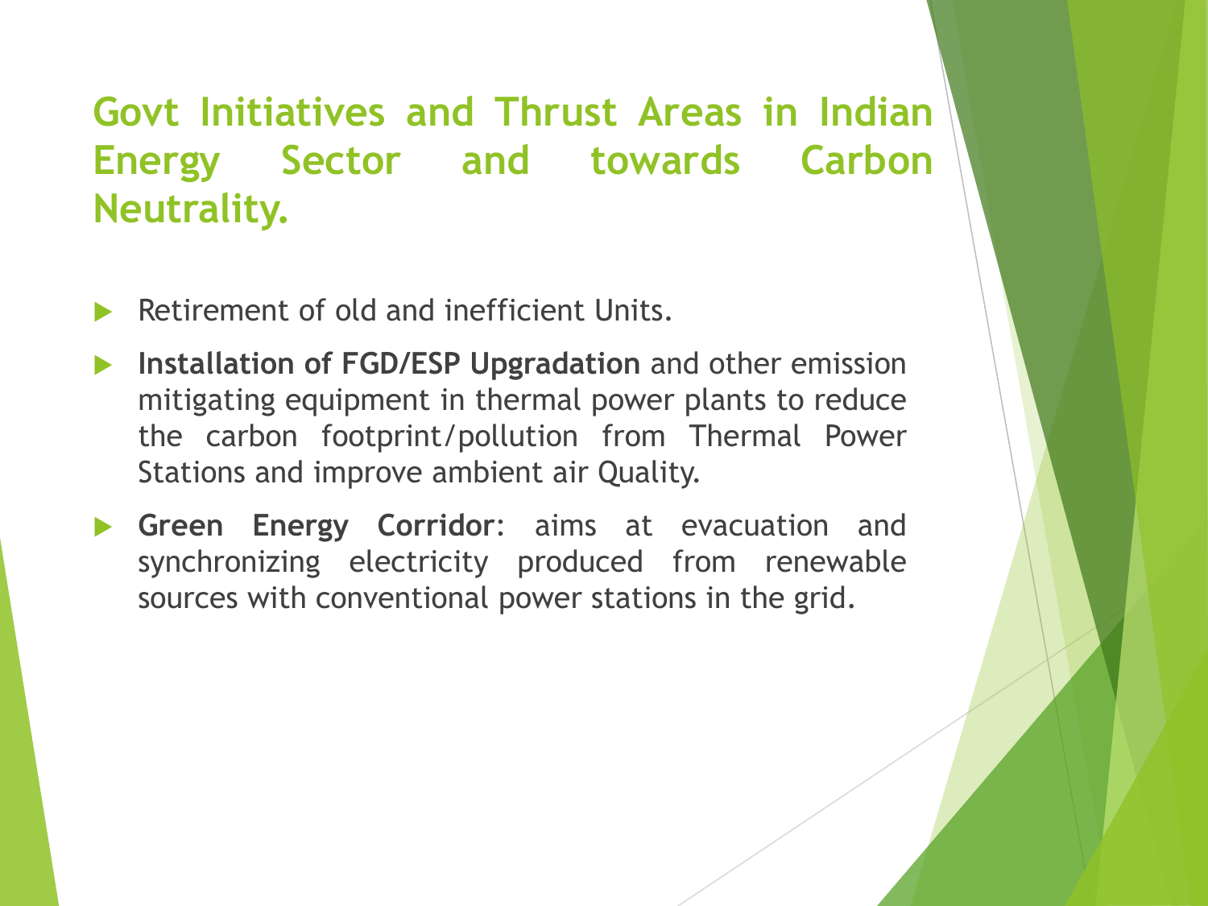# Govt Initiatives and Thrust Areas in Indian Energy Sector and towards Carbon Neutrality.

- Retirement of old and inefficient Units.
- **Installation of FGD/ESP Upgradation** and other emission mitigating equipment in thermal power plants to reduce the carbon footprint/pollution from Thermal Power Stations and improve ambient air Quality.
- **Green Energy Corridor**: aims at evacuation and synchronizing electricity produced from renewable sources with conventional power stations in the grid.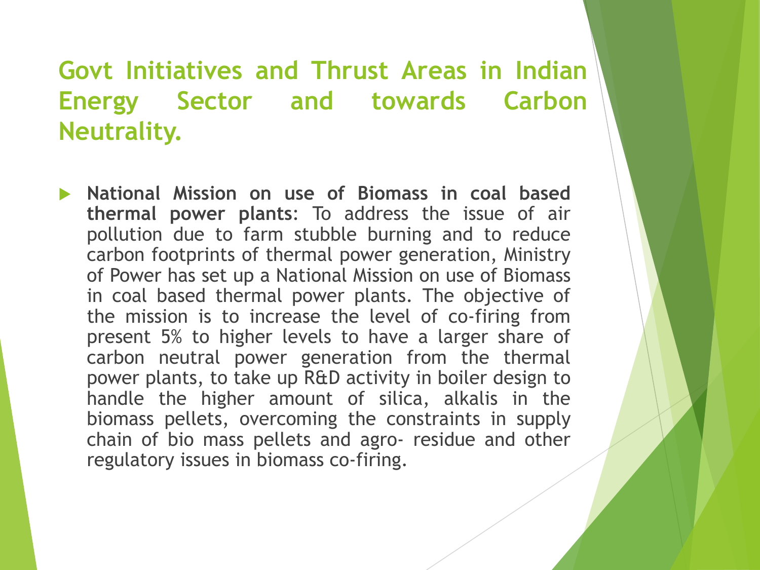# Govt Initiatives and Thrust Areas in Indian Energy Sector and towards Carbon Neutrality.

- **National Mission on use of Biomass in coal based thermal power plants**: To address the issue of air pollution due to farm stubble burning and to reduce carbon footprints of thermal power generation, Ministry of Power has set up a National Mission on use of Biomass in coal based thermal power plants. The objective of the mission is to increase the level of co-firing from present 5% to higher levels to have a larger share of carbon neutral power generation from the thermal power plants, to take up R&D activity in boiler design to handle the higher amount of silica, alkalis in the biomass pellets, overcoming the constraints in supply chain of bio mass pellets and agro- residue and other regulatory issues in biomass co-firing.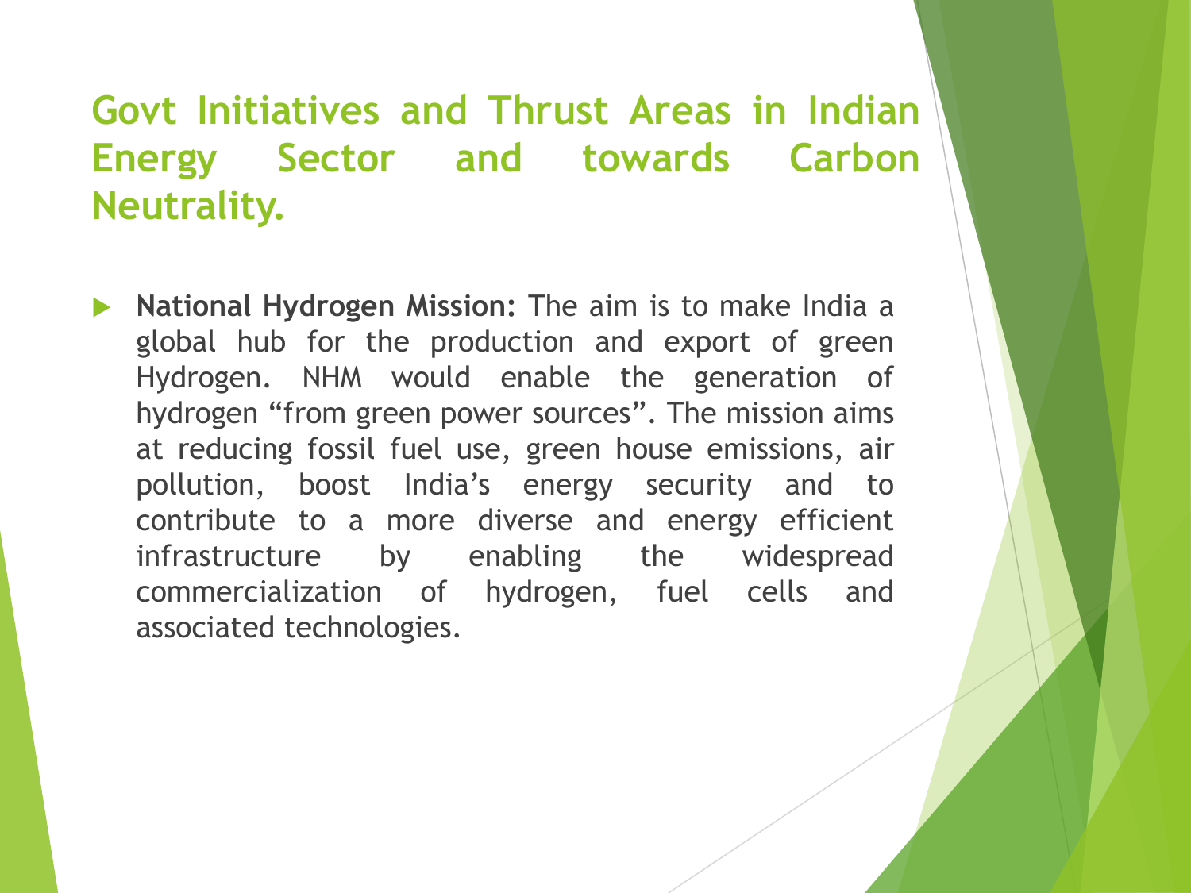# Govt Initiatives and Thrust Areas in Indian Energy Sector and towards Carbon Neutrality.

- **National Hydrogen Mission:** The aim is to make India a global hub for the production and export of green Hydrogen. NHM would enable the generation of hydrogen "from green power sources". The mission aims at reducing fossil fuel use, green house emissions, air pollution, boost India's energy security and to contribute to a more diverse and energy efficient infrastructure by enabling the widespread commercialization of hydrogen, fuel cells and associated technologies.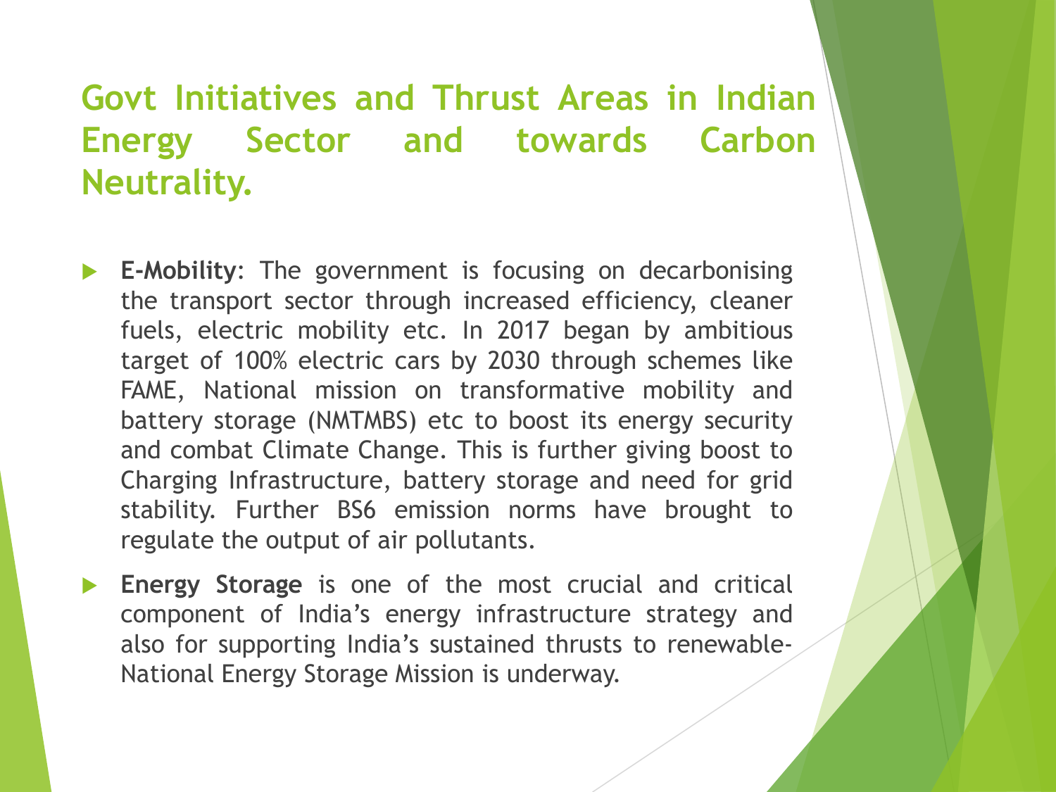# Govt Initiatives and Thrust Areas in Indian Energy Sector and towards Carbon Neutrality.

- **E-Mobility**: The government is focusing on decarbonising the transport sector through increased efficiency, cleaner fuels, electric mobility etc. In 2017 began by ambitious target of 100% electric cars by 2030 through schemes like FAME, National mission on transformative mobility and battery storage (NMTMBS) etc to boost its energy security and combat Climate Change. This is further giving boost to Charging Infrastructure, battery storage and need for grid stability. Further BS6 emission norms have brought to regulate the output of air pollutants.
- **Energy Storage** is one of the most crucial and critical component of India's energy infrastructure strategy and also for supporting India's sustained thrusts to renewable- National Energy Storage Mission is underway.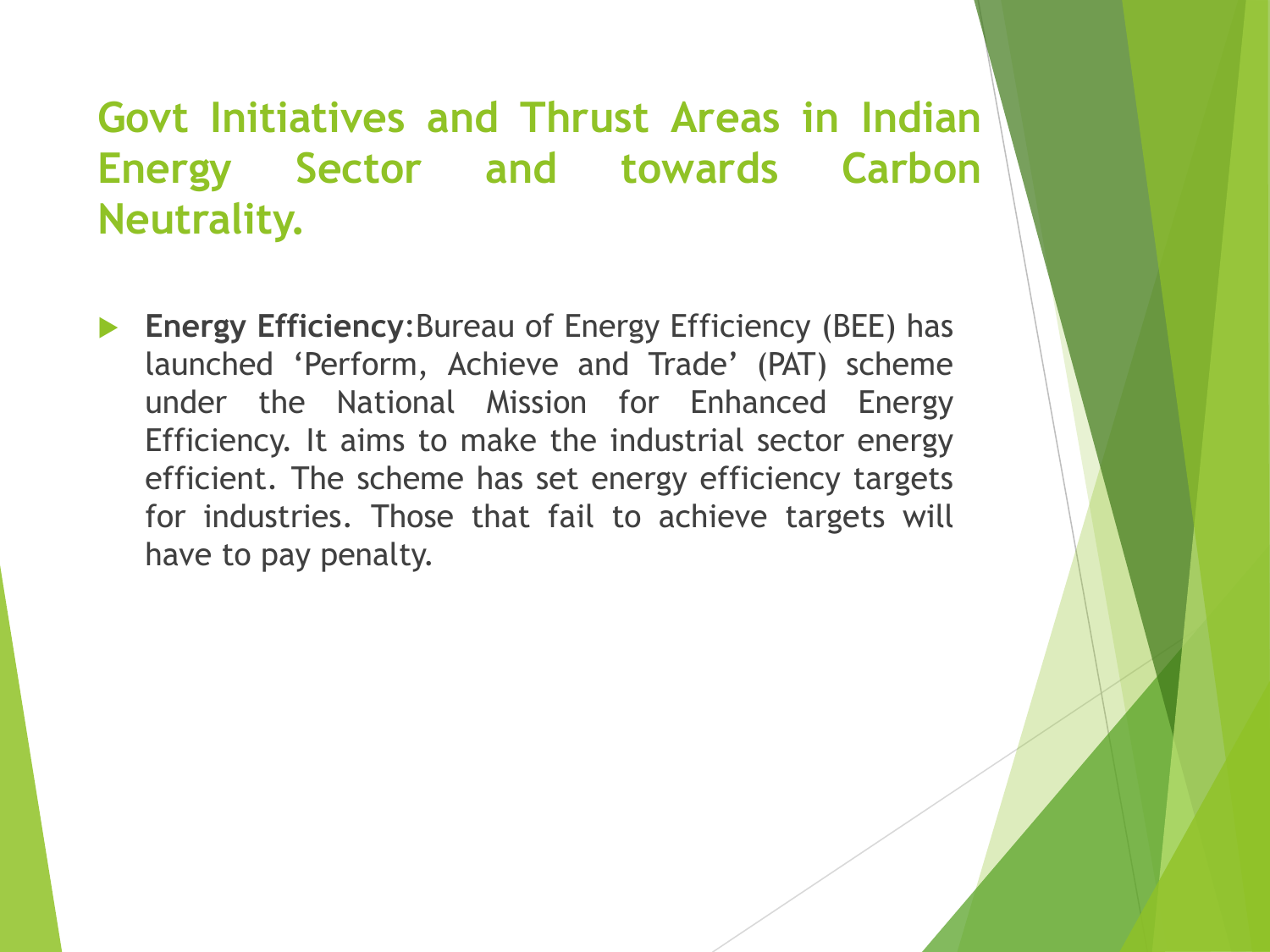## Govt Initiatives and Thrust Areas in Indian Energy Sector and towards Carbon Neutrality.

- **Energy Efficiency**:Bureau of Energy Efficiency (BEE) has launched 'Perform, Achieve and Trade' (PAT) scheme under the National Mission for Enhanced Energy Efficiency. It aims to make the industrial sector energy efficient. The scheme has set energy efficiency targets for industries. Those that fail to achieve targets will have to pay penalty.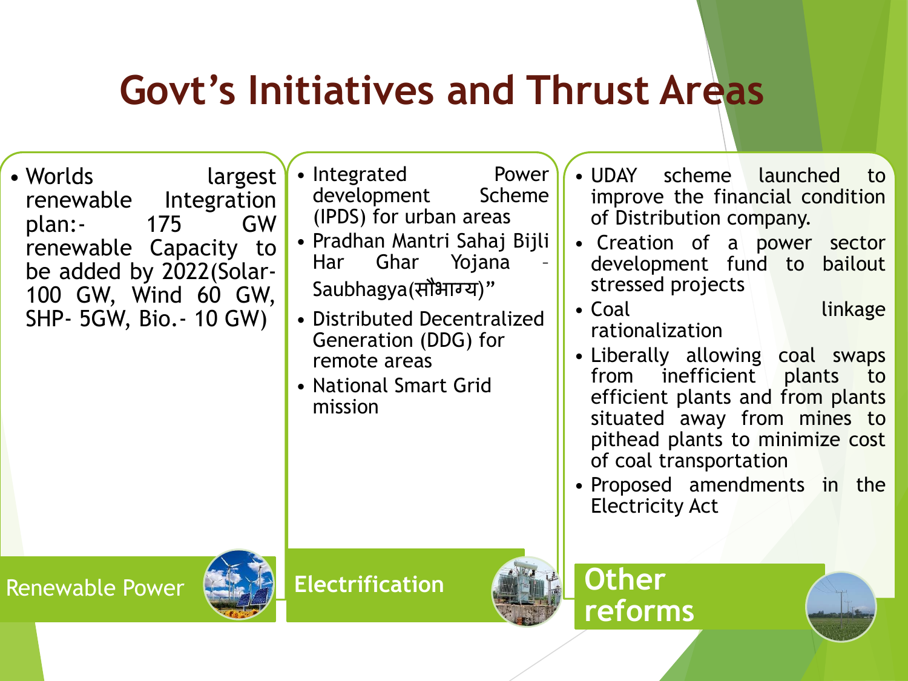# Govt's Initiatives and Thrust Areas

## Renewable Power

- Worlds largest renewable Integration plan:- 175 GW renewable Capacity to be added by 2022(Solar- 100 GW, Wind 60 GW, SHP- 5GW, Bio.- 10 GW)

## Electrification

- Integrated Power development Scheme (IPDS) for urban areas
- Pradhan Mantri Sahaj Bijli Har Ghar Yojana – Saubhagya(सौभाग्य)"
- Distributed Decentralized Generation (DDG) for remote areas
- National Smart Grid mission

## Other reforms

- UDAY scheme launched to improve the financial condition of Distribution company.
- Creation of a power sector development fund to bailout stressed projects
- Coal linkage rationalization
- Liberally allowing coal swaps from inefficient plants to efficient plants and from plants situated away from mines to pithead plants to minimize cost of coal transportation
- Proposed amendments in the Electricity Act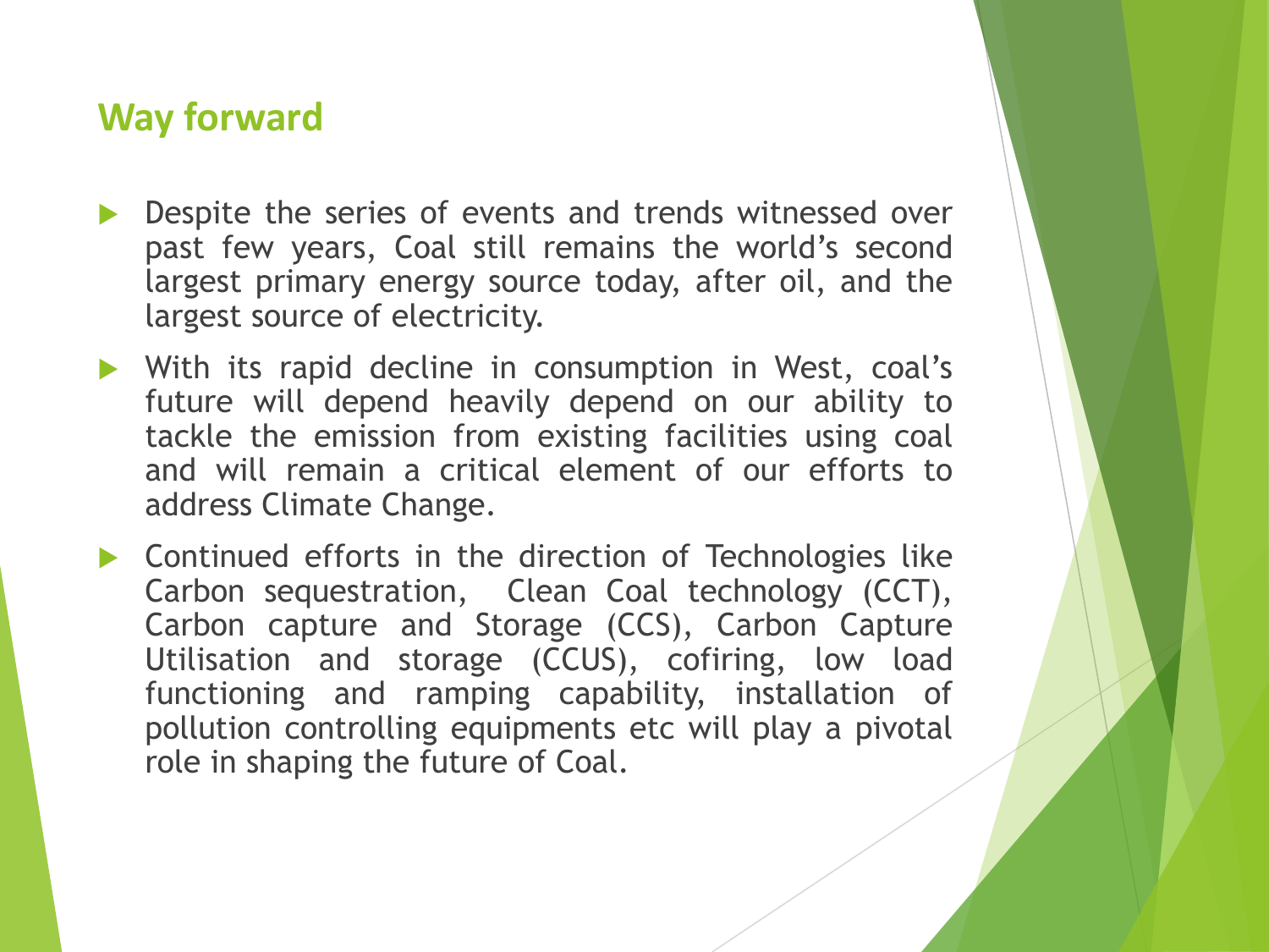## Way forward

- Despite the series of events and trends witnessed over past few years, Coal still remains the world's second largest primary energy source today, after oil, and the largest source of electricity.
- With its rapid decline in consumption in West, coal's future will depend heavily depend on our ability to tackle the emission from existing facilities using coal and will remain a critical element of our efforts to address Climate Change.
- Continued efforts in the direction of Technologies like Carbon sequestration, Clean Coal technology (CCT), Carbon capture and Storage (CCS), Carbon Capture Utilisation and storage (CCUS), cofiring, low load functioning and ramping capability, installation of pollution controlling equipments etc will play a pivotal role in shaping the future of Coal.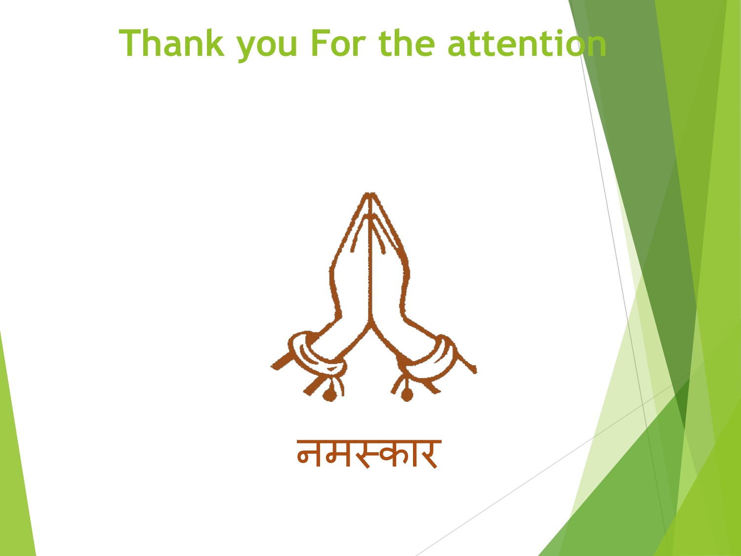# Thank you For the attention

नमस्कार